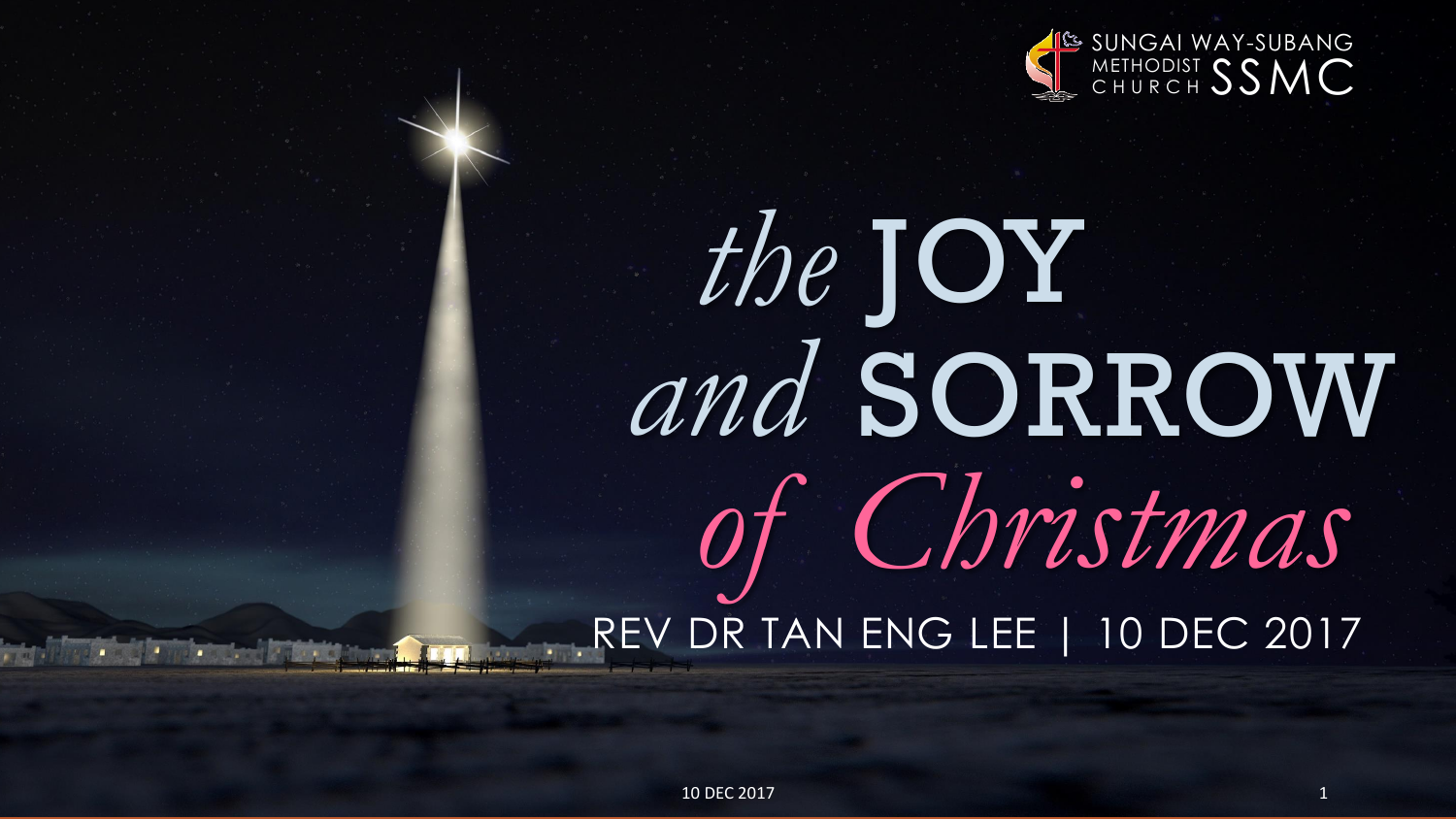SUNGAI WAY-SUBANG METHODIST CHURCH SSMC

# *the* JOY *and* SORROW *of Christmas*

REV DR TAN ENG LEE | 10 DEC 2017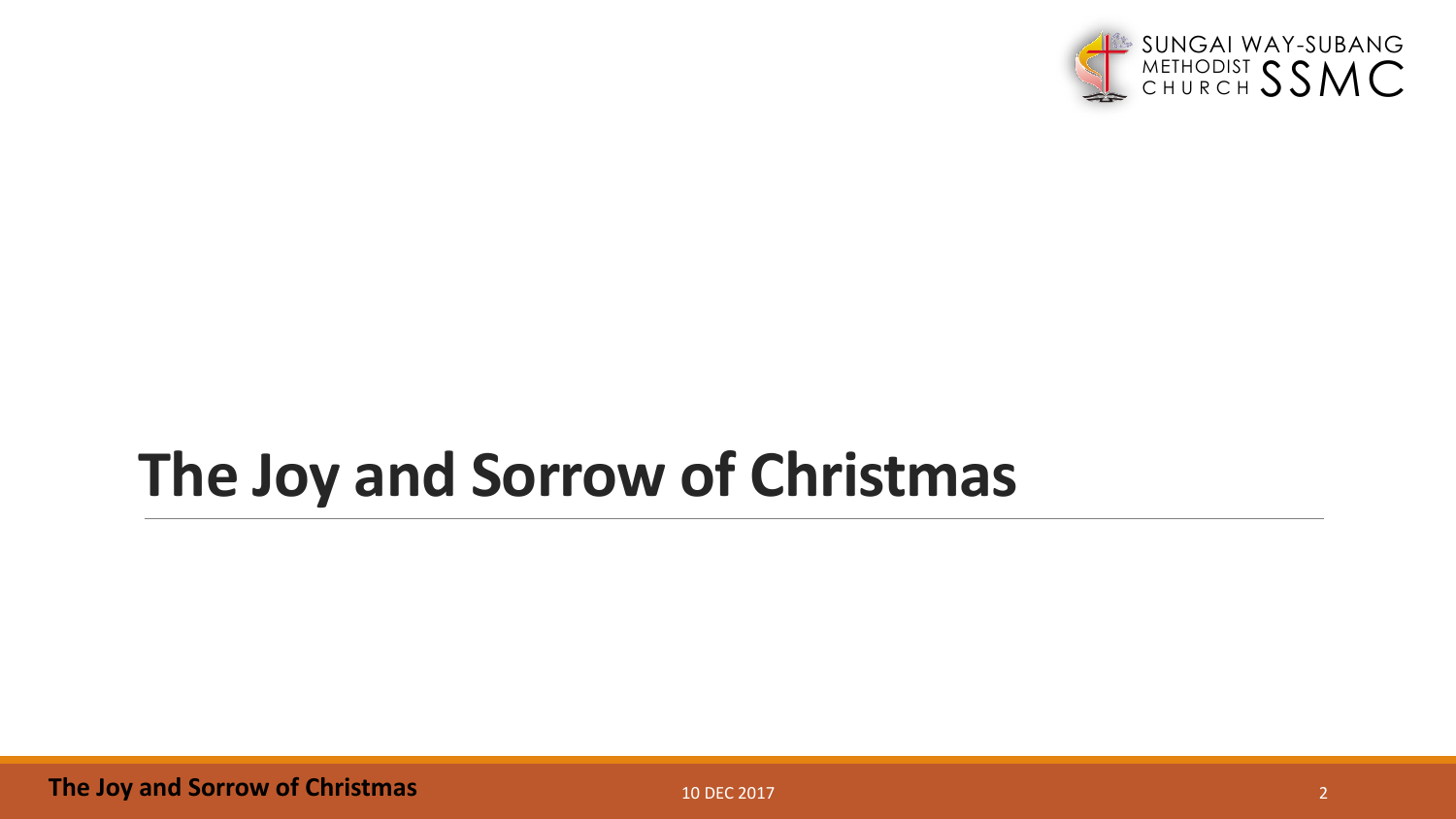# The Joy and Sorrow of Christmas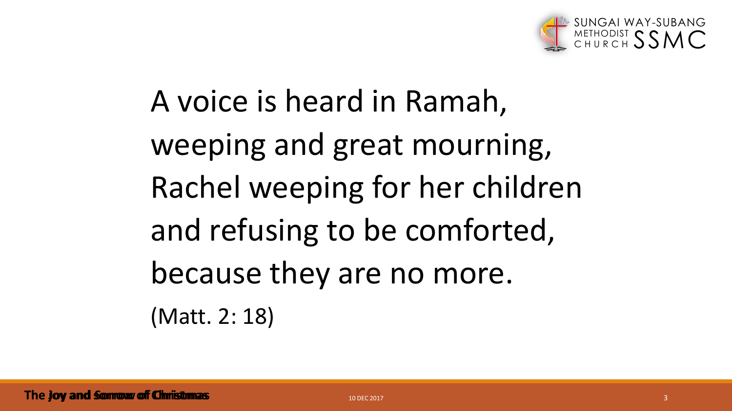A voice is heard in Ramah,
weeping and great mourning,
Rachel weeping for her children
and refusing to be comforted,
because they are no more.
(Matt. 2: 18)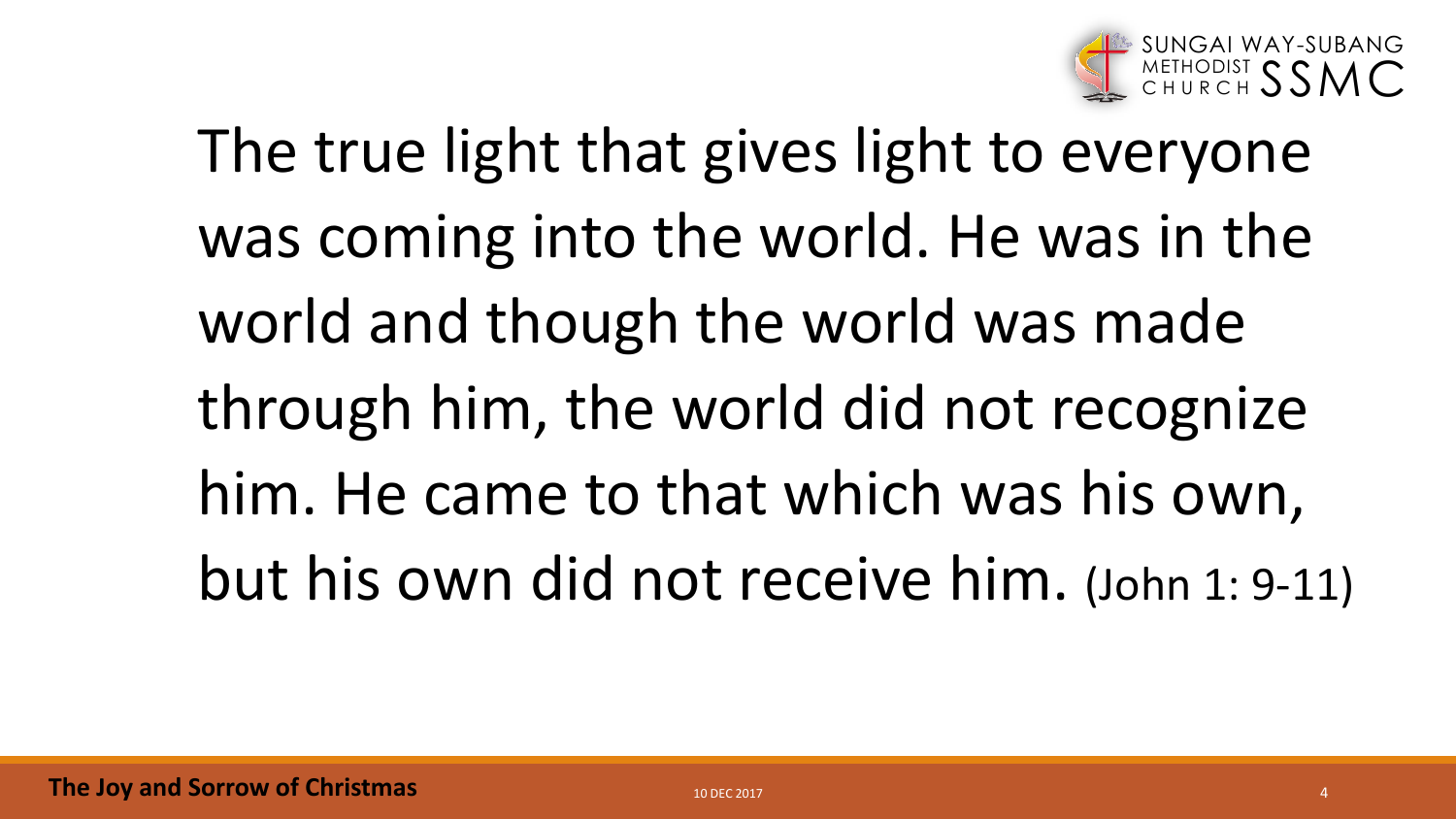The true light that gives light to everyone was coming into the world. He was in the world and though the world was made through him, the world did not recognize him. He came to that which was his own, but his own did not receive him. (John 1: 9-11)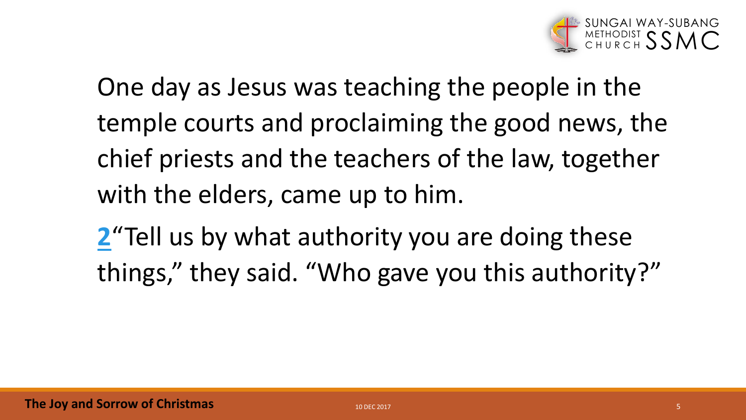One day as Jesus was teaching the people in the temple courts and proclaiming the good news, the chief priests and the teachers of the law, together with the elders, came up to him.

**2**"Tell us by what authority you are doing these things," they said. "Who gave you this authority?"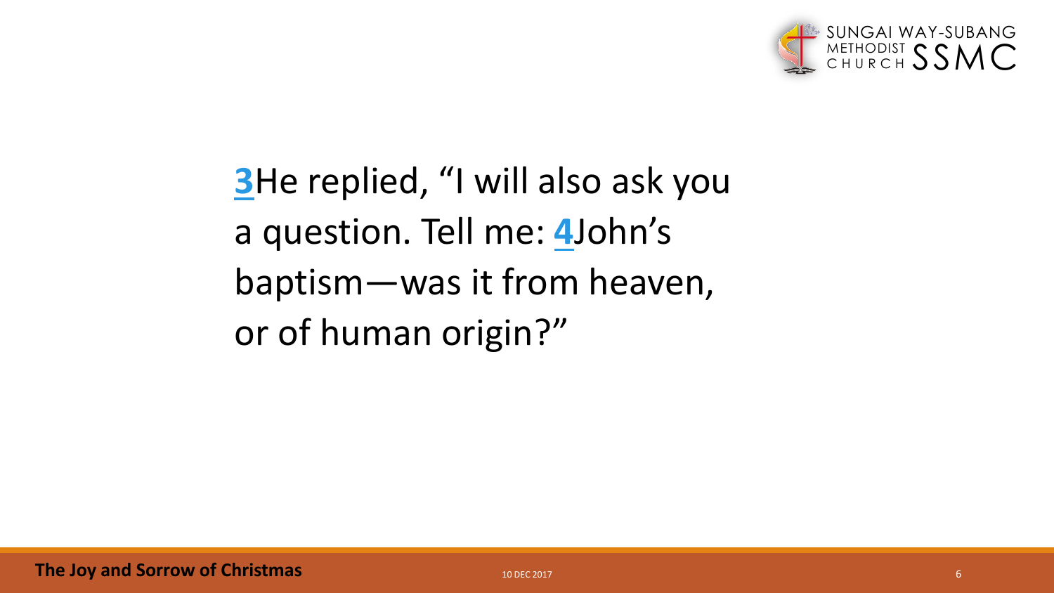**3**He replied, "I will also ask you a question. Tell me: **4**John's baptism—was it from heaven, or of human origin?"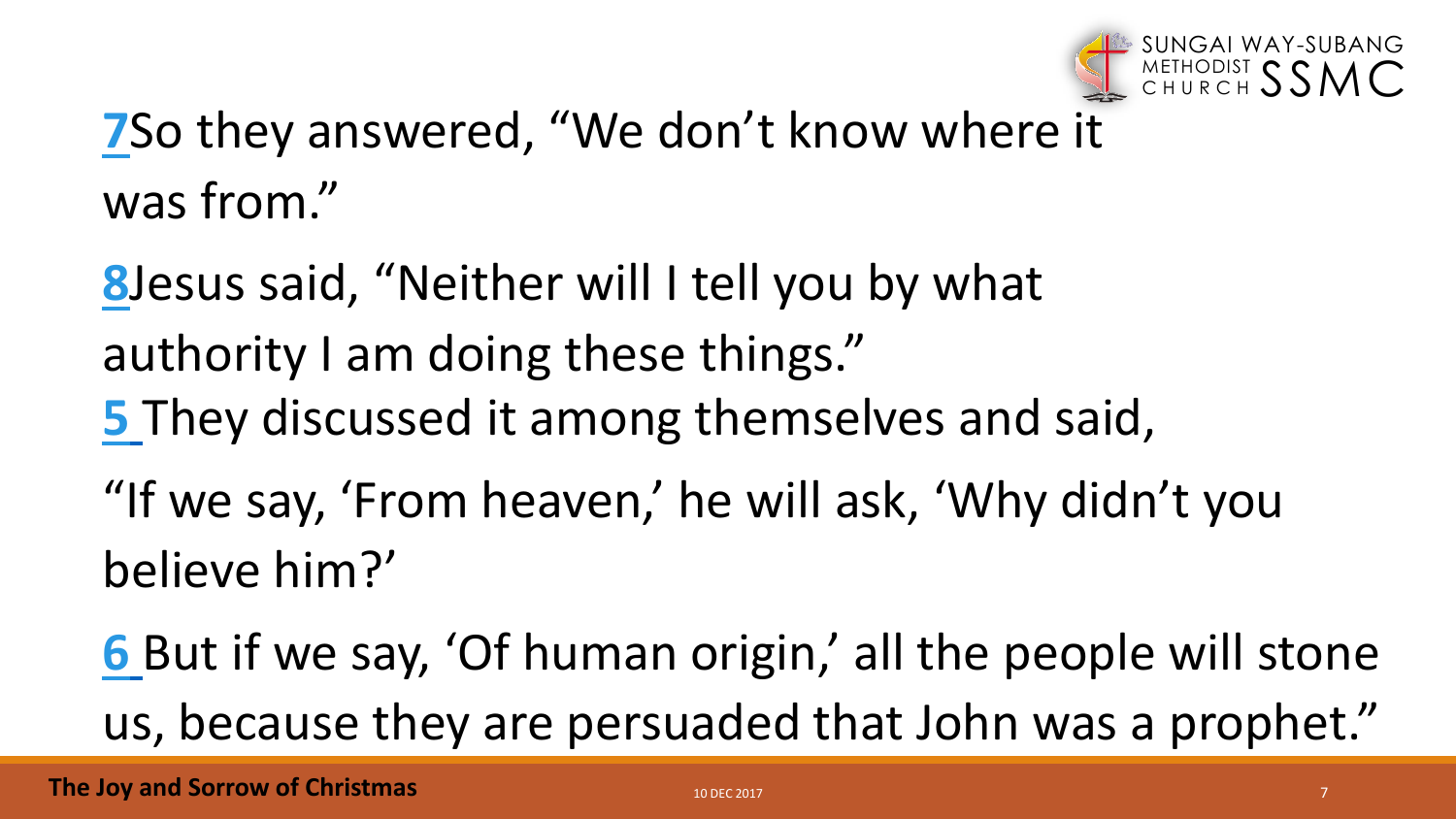**7**So they answered, "We don't know where it was from."

**8**Jesus said, "Neither will I tell you by what authority I am doing these things."

**5** They discussed it among themselves and said,

"If we say, 'From heaven,' he will ask, 'Why didn't you believe him?'

**6** But if we say, 'Of human origin,' all the people will stone us, because they are persuaded that John was a prophet."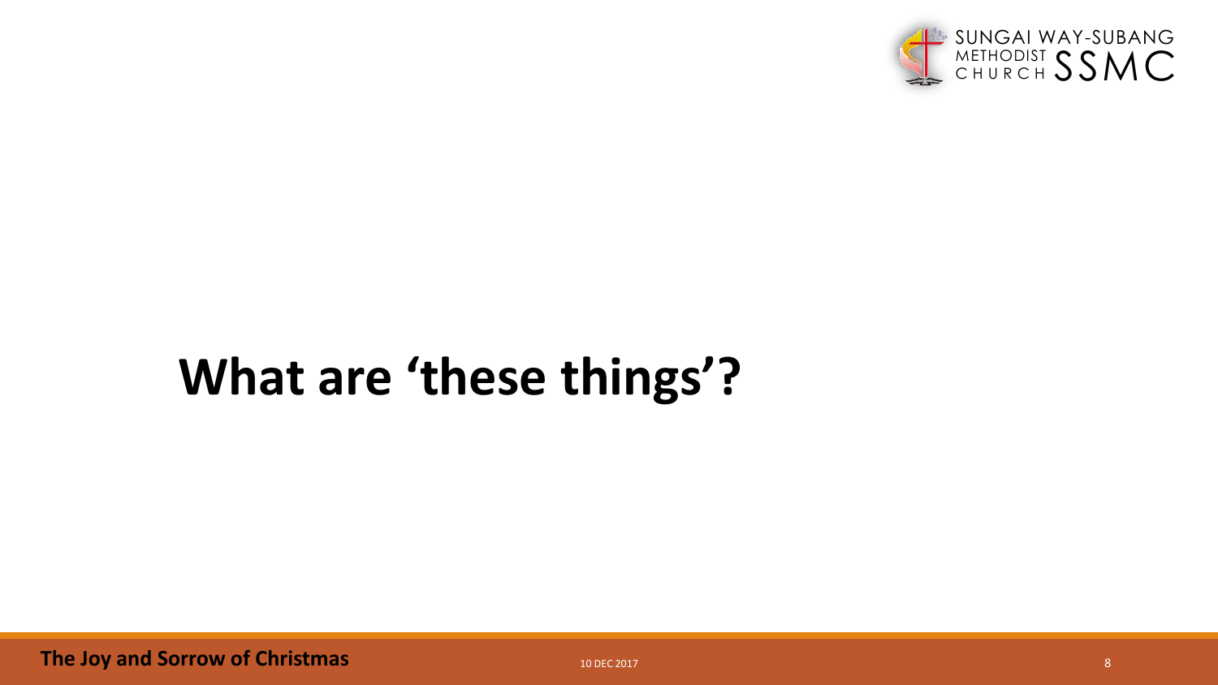# What are 'these things'?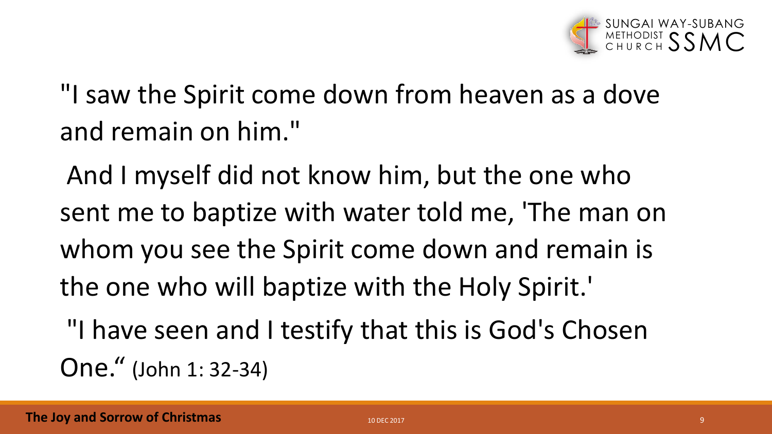"I saw the Spirit come down from heaven as a dove and remain on him."

And I myself did not know him, but the one who sent me to baptize with water told me, 'The man on whom you see the Spirit come down and remain is the one who will baptize with the Holy Spirit.'

"I have seen and I testify that this is God's Chosen One." (John 1: 32-34)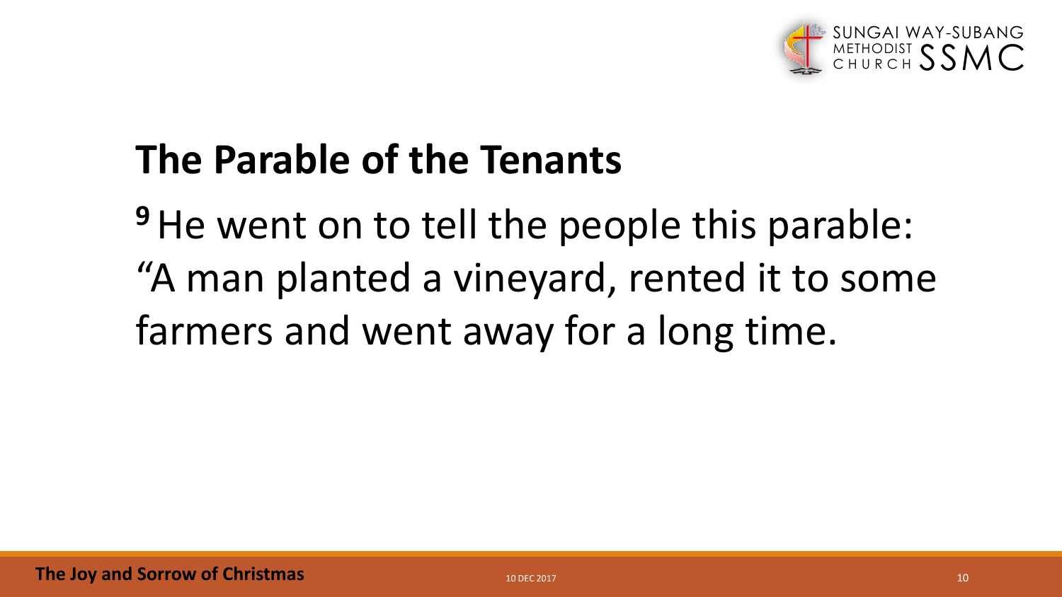## The Parable of the Tenants

**9** He went on to tell the people this parable: “A man planted a vineyard, rented it to some farmers and went away for a long time.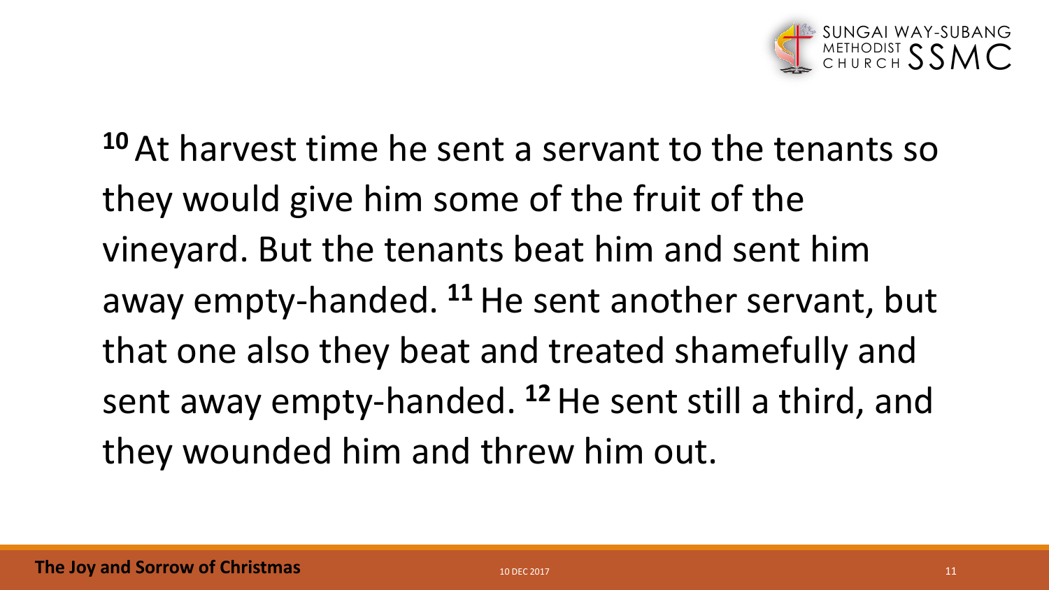[10] At harvest time he sent a servant to the tenants so they would give him some of the fruit of the vineyard. But the tenants beat him and sent him away empty-handed. [11] He sent another servant, but that one also they beat and treated shamefully and sent away empty-handed. [12] He sent still a third, and they wounded him and threw him out.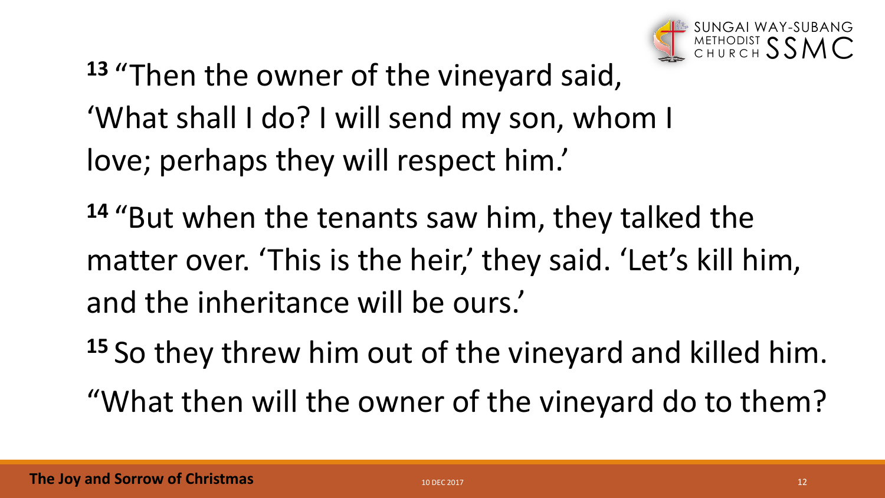[13] "Then the owner of the vineyard said, 'What shall I do? I will send my son, whom I love; perhaps they will respect him.'

[14] "But when the tenants saw him, they talked the matter over. 'This is the heir,' they said. 'Let's kill him, and the inheritance will be ours.'

[15] So they threw him out of the vineyard and killed him. "What then will the owner of the vineyard do to them?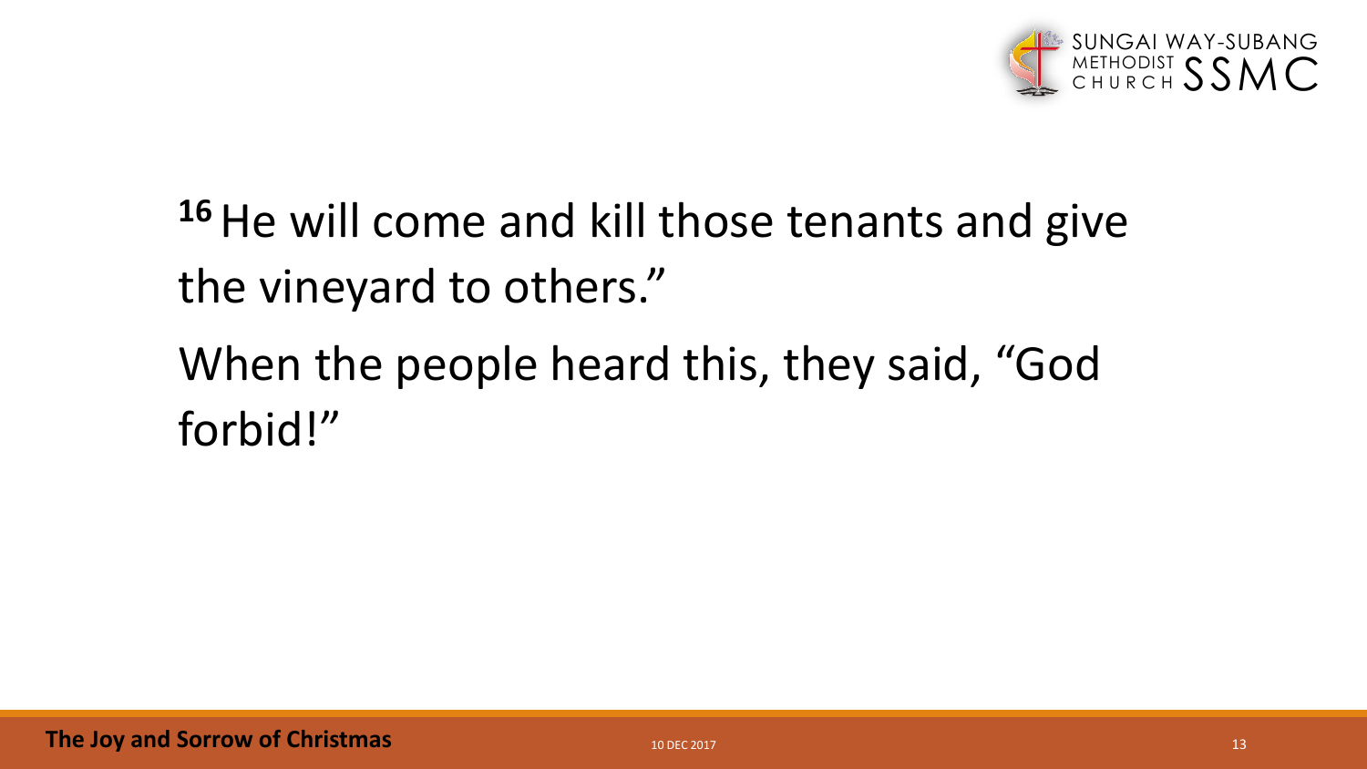[16] He will come and kill those tenants and give the vineyard to others."

When the people heard this, they said, "God forbid!"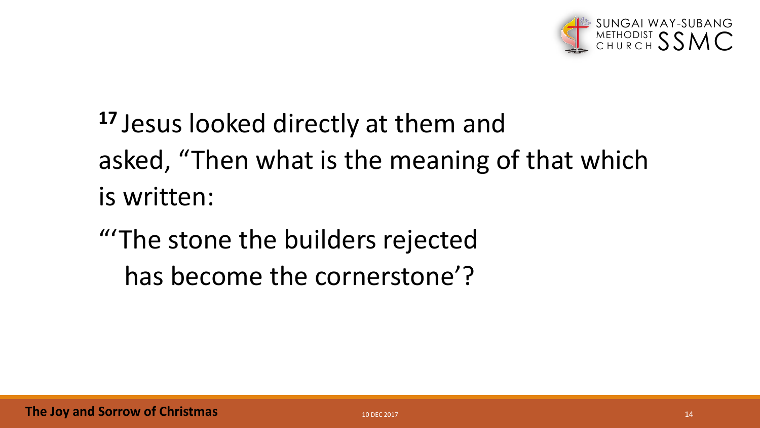**17** Jesus looked directly at them and asked, “Then what is the meaning of that which is written:

“‘The stone the builders rejected
   has become the cornerstone’?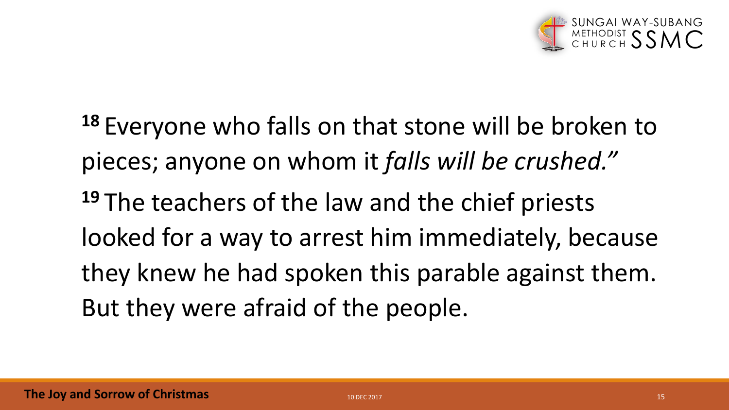[18] Everyone who falls on that stone will be broken to pieces; anyone on whom it *falls will be crushed."*

[19] The teachers of the law and the chief priests looked for a way to arrest him immediately, because they knew he had spoken this parable against them. But they were afraid of the people.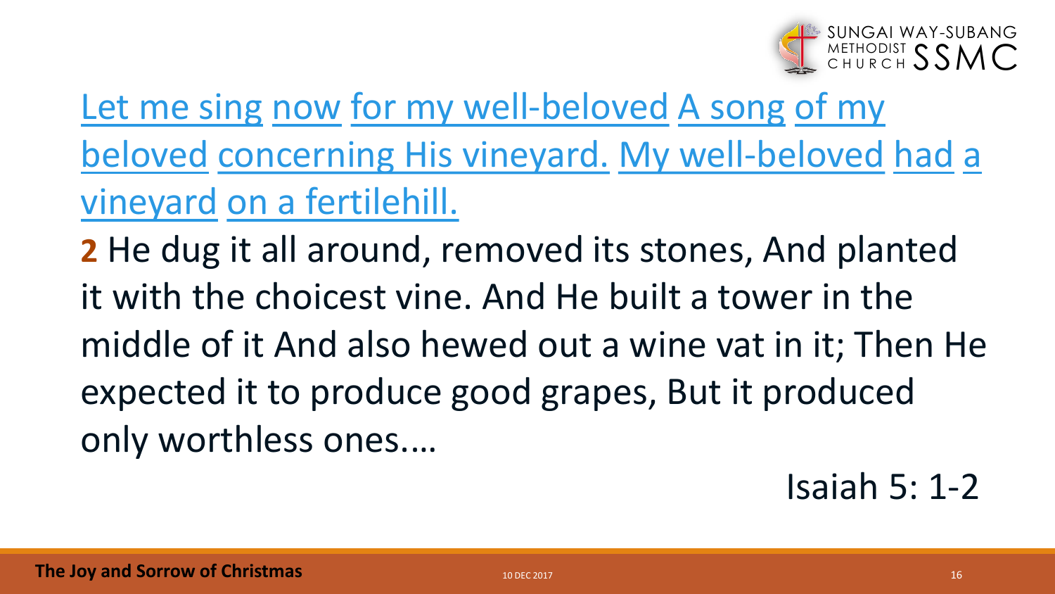Let me sing now for my well-beloved A song of my beloved concerning His vineyard. My well-beloved had a vineyard on a fertilehill.

**2** He dug it all around, removed its stones, And planted it with the choicest vine. And He built a tower in the middle of it And also hewed out a wine vat in it; Then He expected it to produce good grapes, But it produced only worthless ones.…

Isaiah 5: 1-2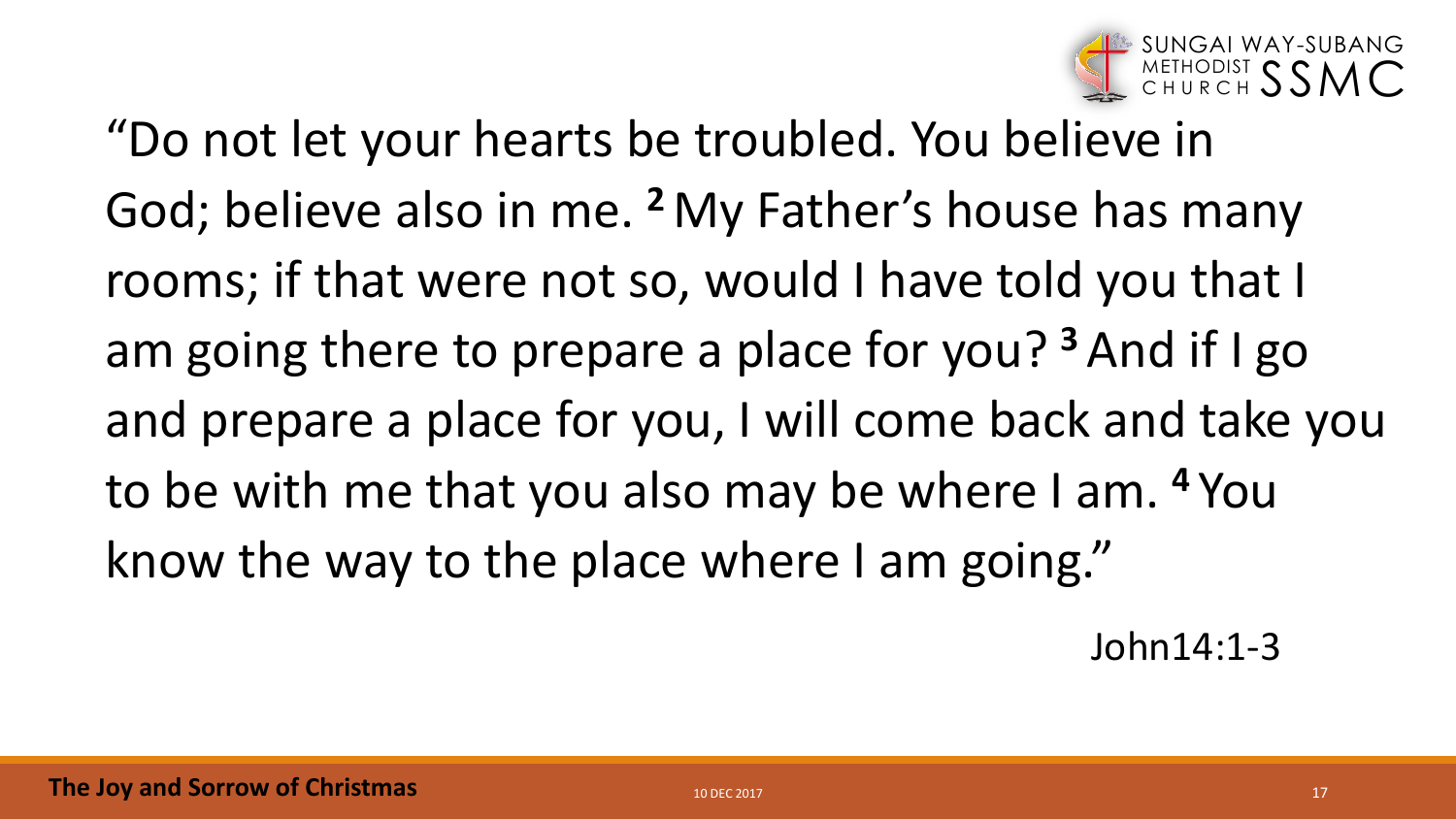"Do not let your hearts be troubled. You believe in God; believe also in me. [2] My Father's house has many rooms; if that were not so, would I have told you that I am going there to prepare a place for you? [3] And if I go and prepare a place for you, I will come back and take you to be with me that you also may be where I am. [4] You know the way to the place where I am going."

John14:1-3